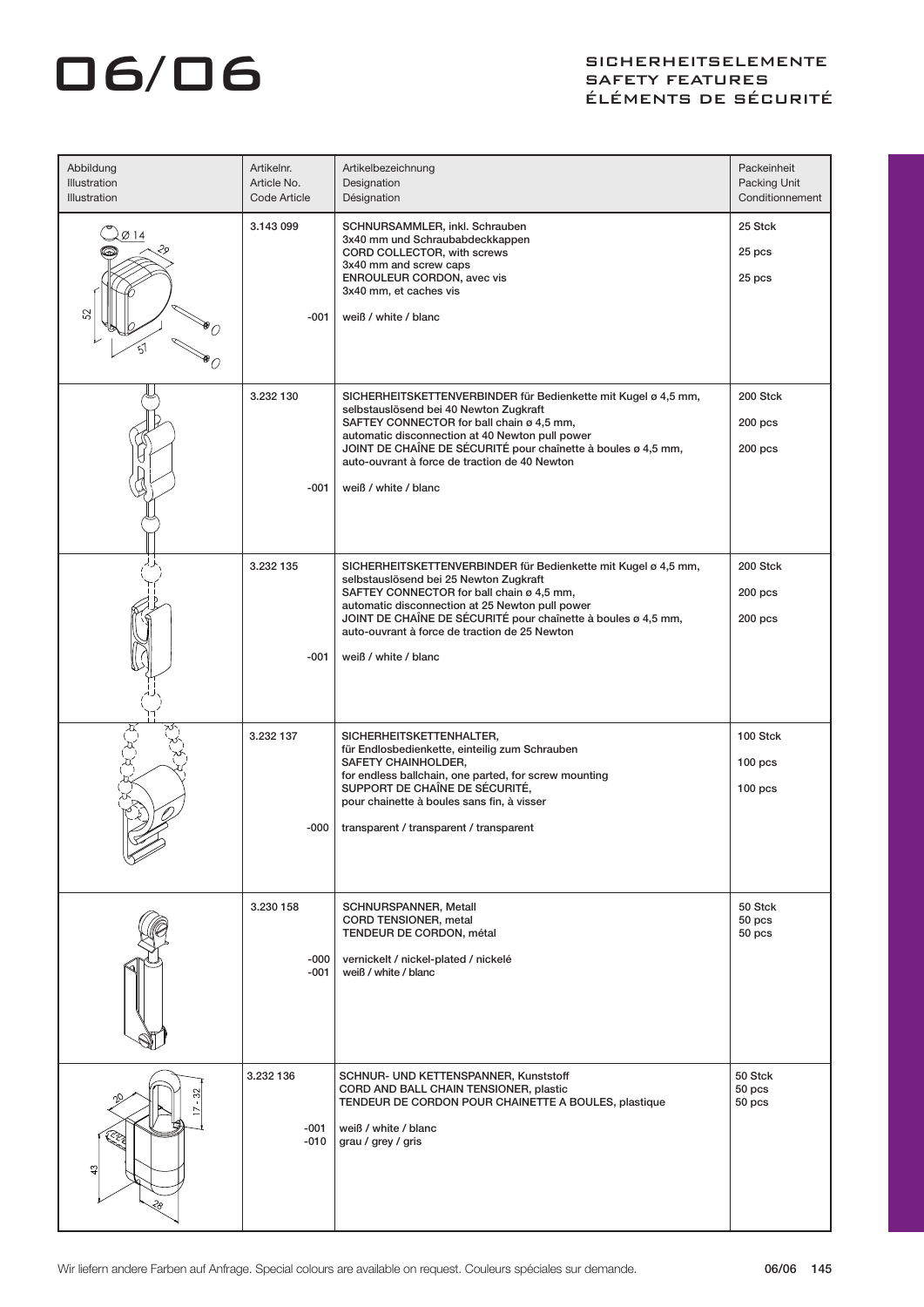# 06/06

## SICHERHEITSELEMENTE
## SAFETY FEATURES
## ÉLÉMENTS DE SÉCURITÉ

| Abbildung<br>Illustration<br>Illustration | Artikelnr.<br>Article No.<br>Code Article | Artikelbezeichnung<br>Designation<br>Désignation | Packeinheit<br>Packing Unit<br>Conditionnement |
|---|---|---|---|
| Ø 14, 29, 52, 57 | 3.143 099<br><br>-001 | SCHNURSAMMLER, inkl. Schrauben 3x40 mm und Schraubabdeckkappen<br>CORD COLLECTOR, with screws 3x40 mm and screw caps<br>ENROULEUR CORDON, avec vis 3x40 mm, et caches vis<br><br>weiß / white / blanc | 25 Stck<br>25 pcs<br>25 pcs |
| | 3.232 130<br><br>-001 | SICHERHEITSKETTENVERBINDER für Bedienkette mit Kugel ø 4,5 mm, selbstauslösend bei 40 Newton Zugkraft<br>SAFTEY CONNECTOR for ball chain ø 4,5 mm, automatic disconnection at 40 Newton pull power<br>JOINT DE CHAÎNE DE SÉCURITÉ pour chaînette à boules ø 4,5 mm, auto-ouvrant à force de traction de 40 Newton<br><br>weiß / white / blanc | 200 Stck<br>200 pcs<br>200 pcs |
| | 3.232 135<br><br>-001 | SICHERHEITSKETTENVERBINDER für Bedienkette mit Kugel ø 4,5 mm, selbstauslösend bei 25 Newton Zugkraft<br>SAFTEY CONNECTOR for ball chain ø 4,5 mm, automatic disconnection at 25 Newton pull power<br>JOINT DE CHAÎNE DE SÉCURITÉ pour chaînette à boules ø 4,5 mm, auto-ouvrant à force de traction de 25 Newton<br><br>weiß / white / blanc | 200 Stck<br>200 pcs<br>200 pcs |
| | 3.232 137<br><br>-000 | SICHERHEITSKETTENHALTER, für Endlosbedienkette, einteilig zum Schrauben<br>SAFETY CHAINHOLDER, for endless ballchain, one parted, for screw mounting<br>SUPPORT DE CHAÎNE DE SÉCURITÉ, pour chainette à boules sans fin, à visser<br><br>transparent / transparent / transparent | 100 Stck<br>100 pcs<br>100 pcs |
| | 3.230 158<br><br>-000<br>-001 | SCHNURSPANNER, Metall<br>CORD TENSIONER, metal<br>TENDEUR DE CORDON, métal<br><br>vernickelt / nickel-plated / nickelé<br>weiß / white / blanc | 50 Stck<br>50 pcs<br>50 pcs |
| 20, 17 - 32, 43, 28 | 3.232 136<br><br>-001<br>-010 | SCHNUR- UND KETTENSPANNER, Kunststoff<br>CORD AND BALL CHAIN TENSIONER, plastic<br>TENDEUR DE CORDON POUR CHAINETTE A BOULES, plastique<br><br>weiß / white / blanc<br>grau / grey / gris | 50 Stck<br>50 pcs<br>50 pcs |

Wir liefern andere Farben auf Anfrage. Special colours are available on request. Couleurs spéciales sur demande.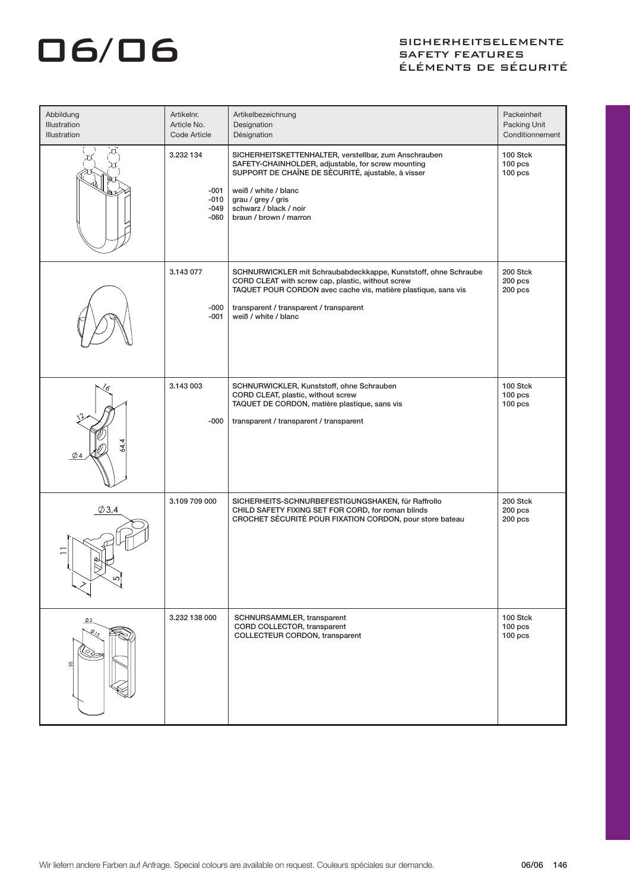# 06/06

## SICHERHEITSELEMENTE
## SAFETY FEATURES
## ÉLÉMENTS DE SÉCURITÉ

| Abbildung<br>Illustration<br>Illustration | Artikelnr.<br>Article No.<br>Code Article | Artikelbezeichnung<br>Designation<br>Désignation | Packeinheit<br>Packing Unit<br>Conditionnement |
|---|---|---|---|
| | 3.232 134<br><br>-001<br>-010<br>-049<br>-060 | SICHERHEITSKETTENHALTER, verstellbar, zum Anschrauben<br>SAFETY-CHAINHOLDER, adjustable, for screw mounting<br>SUPPORT DE CHAÎNE DE SÉCURITÉ, ajustable, à visser<br><br>weiß / white / blanc<br>grau / grey / gris<br>schwarz / black / noir<br>braun / brown / marron | 100 Stck<br>100 pcs<br>100 pcs |
| | 3.143 077<br><br>-000<br>-001 | SCHNURWICKLER mit Schraubabdeckkappe, Kunststoff, ohne Schraube<br>CORD CLEAT with screw cap, plastic, without screw<br>TAQUET POUR CORDON avec cache vis, matière plastique, sans vis<br><br>transparent / transparent / transparent<br>weiß / white / blanc | 200 Stck<br>200 pcs<br>200 pcs |
| 16<br>12<br>Ø 4<br>64,4 | 3.143 003<br><br>-000 | SCHNURWICKLER, Kunststoff, ohne Schrauben<br>CORD CLEAT, plastic, without screw<br>TAQUET DE CORDON, matière plastique, sans vis<br><br>transparent / transparent / transparent | 100 Stck<br>100 pcs<br>100 pcs |
| Ø 3,4<br>11<br>7<br>5 | 3.109 709 000 | SICHERHEITS-SCHNURBEFESTIGUNGSHAKEN, für Raffrollo<br>CHILD SAFETY FIXING SET FOR CORD, for roman blinds<br>CROCHET SÉCURITÉ POUR FIXATION CORDON, pour store bateau | 200 Stck<br>200 pcs<br>200 pcs |
| Ø2<br>Ø15<br>35 | 3.232 138 000 | SCHNURSAMMLER, transparent<br>CORD COLLECTOR, transparent<br>COLLECTEUR CORDON, transparent | 100 Stck<br>100 pcs<br>100 pcs |

Wir liefern andere Farben auf Anfrage. Special colours are available on request. Couleurs spéciales sur demande.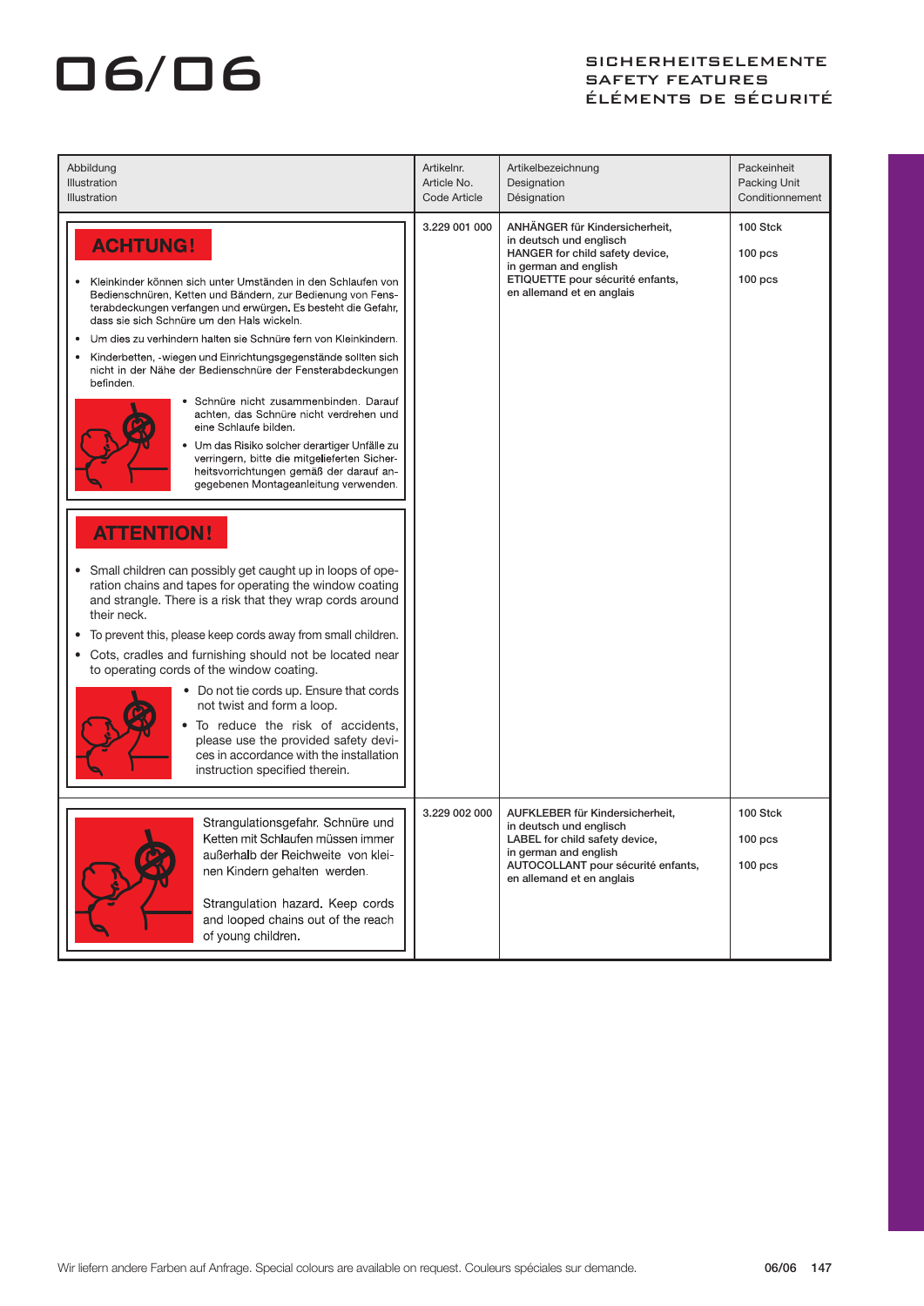# 06/06

SICHERHEITSELEMENTE
SAFETY FEATURES
ÉLÉMENTS DE SÉCURITÉ

| Abbildung<br>Illustration<br>Illustration | Artikelnr.<br>Article No.<br>Code Article | Artikelbezeichnung<br>Designation<br>Désignation | Packeinheit<br>Packing Unit<br>Conditionnement |
|---|---|---|---|
| **ACHTUNG!**<br>• Kleinkinder können sich unter Umständen in den Schlaufen von Bedienschnüren, Ketten und Bändern, zur Bedienung von Fensterabdeckungen verfangen und erwürgen. Es besteht die Gefahr, dass sie sich Schnüre um den Hals wickeln.<br>• Um dies zu verhindern halten sie Schnüre fern von Kleinkindern.<br>• Kinderbetten, -wiegen und Einrichtungsgegenstände sollten sich nicht in der Nähe der Bedienschnüre der Fensterabdeckungen befinden.<br>• Schnüre nicht zusammenbinden. Darauf achten, das Schnüre nicht verdrehen und eine Schlaufe bilden.<br>• Um das Risiko solcher derartiger Unfälle zu verringern, bitte die mitgelieferten Sicherheitsvorrichtungen gemäß der darauf angegebenen Montageanleitung verwenden.<br><br>**ATTENTION!**<br>• Small children can possibly get caught up in loops of operation chains and tapes for operating the window coating and strangle. There is a risk that they wrap cords around their neck.<br>• To prevent this, please keep cords away from small children.<br>• Cots, cradles and furnishing should not be located near to operating cords of the window coating.<br>• Do not tie cords up. Ensure that cords not twist and form a loop.<br>• To reduce the risk of accidents, please use the provided safety devices in accordance with the installation instruction specified therein. | 3.229 001 000 | ANHÄNGER für Kindersicherheit, in deutsch und englisch<br>HANGER for child safety device, in german and english<br>ETIQUETTE pour sécurité enfants, en allemand et en anglais | 100 Stck<br>100 pcs<br>100 pcs |
| Strangulationsgefahr. Schnüre und Ketten mit Schlaufen müssen immer außerhalb der Reichweite von kleinen Kindern gehalten werden.<br><br>Strangulation hazard. Keep cords and looped chains out of the reach of young children. | 3.229 002 000 | AUFKLEBER für Kindersicherheit, in deutsch und englisch<br>LABEL for child safety device, in german and english<br>AUTOCOLLANT pour sécurité enfants, en allemand et en anglais | 100 Stck<br>100 pcs<br>100 pcs |

Wir liefern andere Farben auf Anfrage. Special colours are available on request. Couleurs spéciales sur demande.